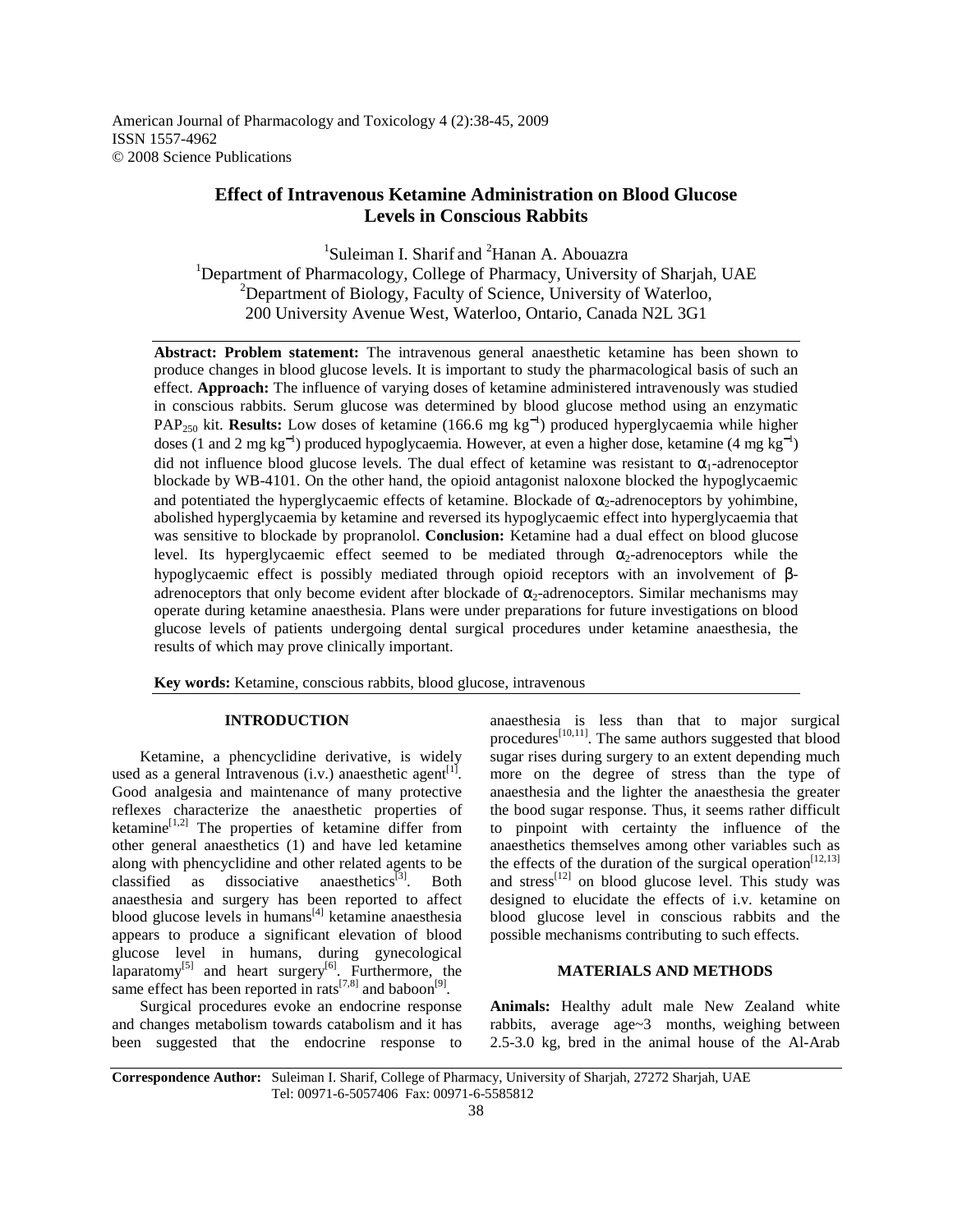American Journal of Pharmacology and Toxicology 4 (2):38-45, 2009
ISSN 1557-4962
© 2008 Science Publications

# Effect of Intravenous Ketamine Administration on Blood Glucose Levels in Conscious Rabbits

[1]Suleiman I. Sharif and [2]Hanan A. Abouazra
[1]Department of Pharmacology, College of Pharmacy, University of Sharjah, UAE
[2]Department of Biology, Faculty of Science, University of Waterloo, 200 University Avenue West, Waterloo, Ontario, Canada N2L 3G1

**Abstract: Problem statement:** The intravenous general anaesthetic ketamine has been shown to produce changes in blood glucose levels. It is important to study the pharmacological basis of such an effect. **Approach:** The influence of varying doses of ketamine administered intravenously was studied in conscious rabbits. Serum glucose was determined by blood glucose method using an enzymatic $PAP_{250}$ kit. **Results:** Low doses of ketamine (166.6 mg $kg^{-1}$) produced hyperglycaemia while higher doses (1 and 2 mg $kg^{-1}$) produced hypoglycaemia. However, at even a higher dose, ketamine (4 mg $kg^{-1}$) did not influence blood glucose levels. The dual effect of ketamine was resistant to $\alpha_1$-adrenoceptor blockade by WB-4101. On the other hand, the opioid antagonist naloxone blocked the hypoglycaemic and potentiated the hyperglycaemic effects of ketamine. Blockade of $\alpha_2$-adrenoceptors by yohimbine, abolished hyperglycaemia by ketamine and reversed its hypoglycaemic effect into hyperglycaemia that was sensitive to blockade by propranolol. **Conclusion:** Ketamine had a dual effect on blood glucose level. Its hyperglycaemic effect seemed to be mediated through $\alpha_2$-adrenoceptors while the hypoglycaemic effect is possibly mediated through opioid receptors with an involvement of $\beta$-adrenoceptors that only become evident after blockade of $\alpha_2$-adrenoceptors. Similar mechanisms may operate during ketamine anaesthesia. Plans were under preparations for future investigations on blood glucose levels of patients undergoing dental surgical procedures under ketamine anaesthesia, the results of which may prove clinically important.

**Key words:** Ketamine, conscious rabbits, blood glucose, intravenous

## INTRODUCTION

Ketamine, a phencyclidine derivative, is widely used as a general Intravenous (i.v.) anaesthetic agent[1]. Good analgesia and maintenance of many protective reflexes characterize the anaesthetic properties of ketamine[1,2] The properties of ketamine differ from other general anaesthetics (1) and have led ketamine along with phencyclidine and other related agents to be classified as dissociative anaesthetics[3]. Both anaesthesia and surgery has been reported to affect blood glucose levels in humans[4] ketamine anaesthesia appears to produce a significant elevation of blood glucose level in humans, during gynecological laparatomy[5] and heart surgery[6]. Furthermore, the same effect has been reported in rats[7,8] and baboon[9].

Surgical procedures evoke an endocrine response and changes metabolism towards catabolism and it has been suggested that the endocrine response to anaesthesia is less than that to major surgical procedures[10,11]. The same authors suggested that blood sugar rises during surgery to an extent depending much more on the degree of stress than the type of anaesthesia and the lighter the anaesthesia the greater the bood sugar response. Thus, it seems rather difficult to pinpoint with certainty the influence of the anaesthetics themselves among other variables such as the effects of the duration of the surgical operation[12,13] and stress[12] on blood glucose level. This study was designed to elucidate the effects of i.v. ketamine on blood glucose level in conscious rabbits and the possible mechanisms contributing to such effects.

## MATERIALS AND METHODS

**Animals:** Healthy adult male New Zealand white rabbits, average age~3 months, weighing between 2.5-3.0 kg, bred in the animal house of the Al-Arab

**Correspondence Author:** Suleiman I. Sharif, College of Pharmacy, University of Sharjah, 27272 Sharjah, UAE Tel: 00971-6-5057406 Fax: 00971-6-5585812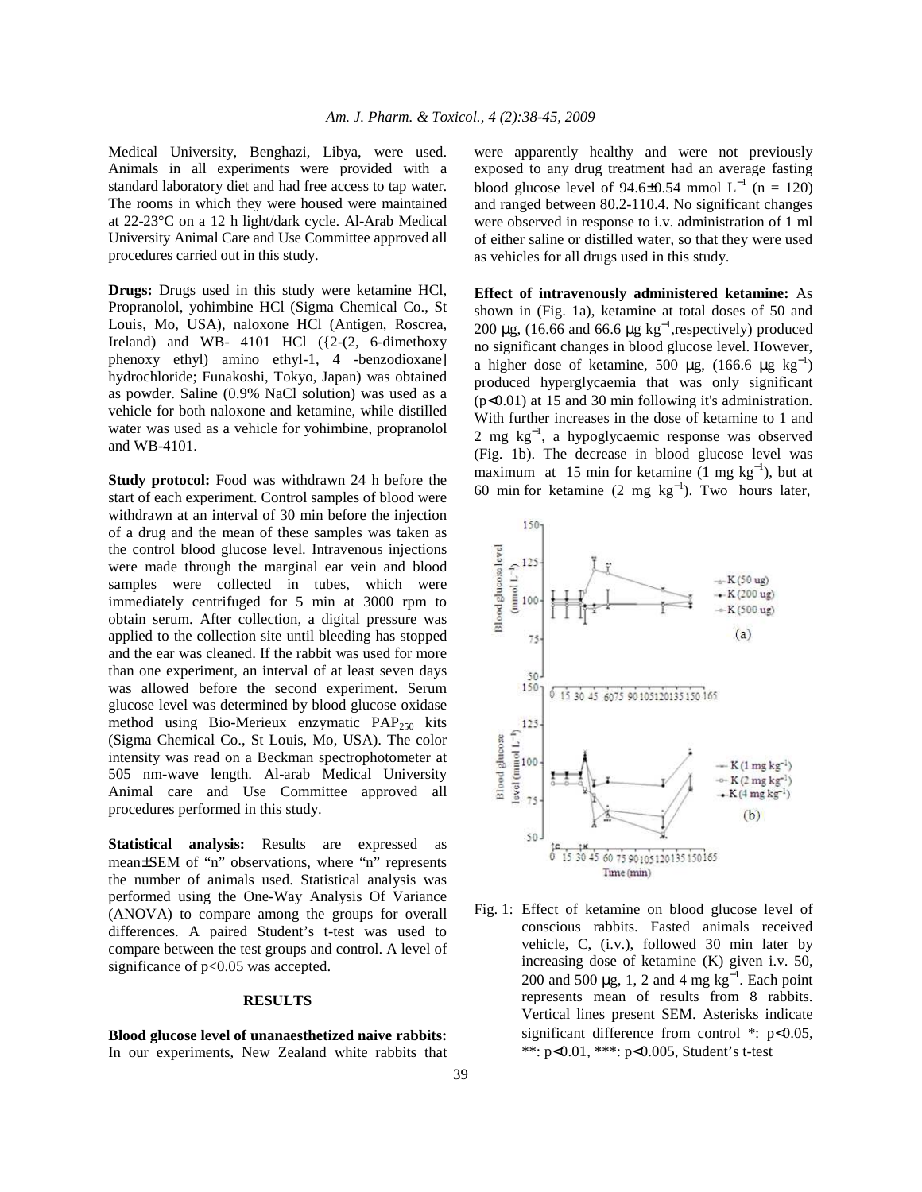Medical University, Benghazi, Libya, were used. Animals in all experiments were provided with a standard laboratory diet and had free access to tap water. The rooms in which they were housed were maintained at 22-23°C on a 12 h light/dark cycle. Al-Arab Medical University Animal Care and Use Committee approved all procedures carried out in this study.

**Drugs:** Drugs used in this study were ketamine HCl, Propranolol, yohimbine HCl (Sigma Chemical Co., St Louis, Mo, USA), naloxone HCl (Antigen, Roscrea, Ireland) and WB- 4101 HCl ({2-(2, 6-dimethoxy phenoxy ethyl) amino ethyl-1, 4 -benzodioxane] hydrochloride; Funakoshi, Tokyo, Japan) was obtained as powder. Saline (0.9% NaCl solution) was used as a vehicle for both naloxone and ketamine, while distilled water was used as a vehicle for yohimbine, propranolol and WB-4101.

**Study protocol:** Food was withdrawn 24 h before the start of each experiment. Control samples of blood were withdrawn at an interval of 30 min before the injection of a drug and the mean of these samples was taken as the control blood glucose level. Intravenous injections were made through the marginal ear vein and blood samples were collected in tubes, which were immediately centrifuged for 5 min at 3000 rpm to obtain serum. After collection, a digital pressure was applied to the collection site until bleeding has stopped and the ear was cleaned. If the rabbit was used for more than one experiment, an interval of at least seven days was allowed before the second experiment. Serum glucose level was determined by blood glucose oxidase method using Bio-Merieux enzymatic $PAP_{250}$ kits (Sigma Chemical Co., St Louis, Mo, USA). The color intensity was read on a Beckman spectrophotometer at 505 nm-wave length. Al-arab Medical University Animal care and Use Committee approved all procedures performed in this study.

**Statistical analysis:** Results are expressed as mean±SEM of "n" observations, where "n" represents the number of animals used. Statistical analysis was performed using the One-Way Analysis Of Variance (ANOVA) to compare among the groups for overall differences. A paired Student's t-test was used to compare between the test groups and control. A level of significance of $p<0.05$ was accepted.

## RESULTS

**Blood glucose level of unanaesthetized naive rabbits:** In our experiments, New Zealand white rabbits that were apparently healthy and were not previously exposed to any drug treatment had an average fasting blood glucose level of 94.6±0.54 mmol $L^{-1}$ (n = 120) and ranged between 80.2-110.4. No significant changes were observed in response to i.v. administration of 1 ml of either saline or distilled water, so that they were used as vehicles for all drugs used in this study.

**Effect of intravenously administered ketamine:** As shown in (Fig. 1a), ketamine at total doses of 50 and 200 μg, (16.66 and 66.6 μg $kg^{-1}$,respectively) produced no significant changes in blood glucose level. However, a higher dose of ketamine, 500 μg, (166.6 μg $kg^{-1}$) produced hyperglycaemia that was only significant ($p<0.01$) at 15 and 30 min following it's administration. With further increases in the dose of ketamine to 1 and 2 mg $kg^{-1}$, a hypoglycaemic response was observed (Fig. 1b). The decrease in blood glucose level was maximum at 15 min for ketamine (1 mg $kg^{-1}$), but at 60 min for ketamine (2 mg $kg^{-1}$). Two hours later,

Fig. 1: Effect of ketamine on blood glucose level of conscious rabbits. Fasted animals received vehicle, C, (i.v.), followed 30 min later by increasing dose of ketamine (K) given i.v. 50, 200 and 500 μg, 1, 2 and 4 mg $kg^{-1}$. Each point represents mean of results from 8 rabbits. Vertical lines present SEM. Asterisks indicate significant difference from control *: $p<0.05$, **: $p<0.01$, ***: $p<0.005$, Student's t-test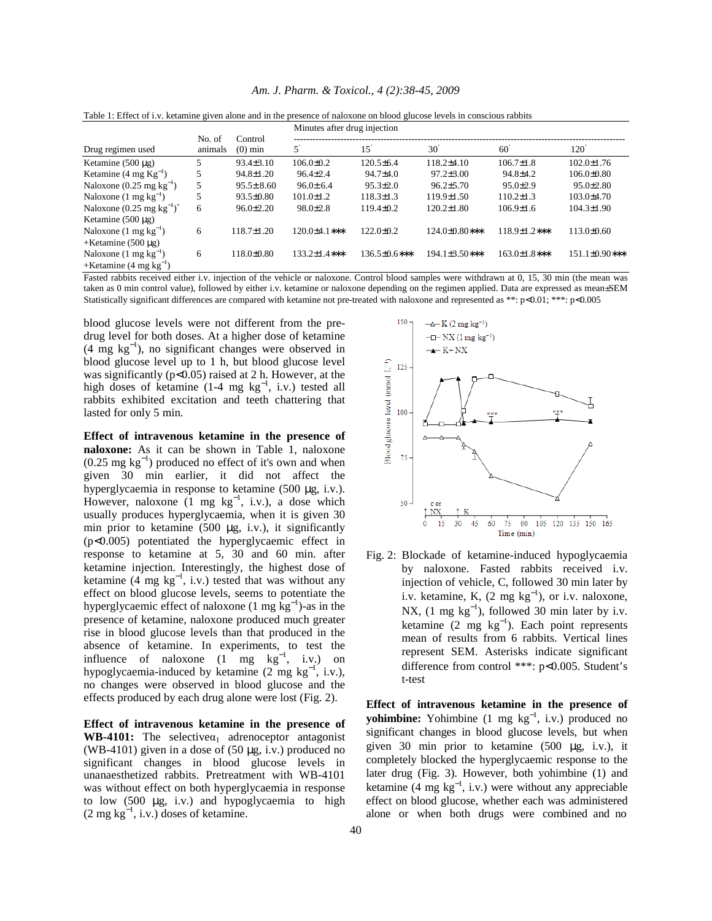Table 1: Effect of i.v. ketamine given alone and in the presence of naloxone on blood glucose levels in conscious rabbits

| Drug regimen used | No. of animals | Control (0) min | Minutes after drug injection | | | | |
|---|---|---|---|---|---|---|---|
| | | | 5' | 15' | 30' | 60' | 120' |
| Ketamine (500 μg) | 5 | 93.4±3.10 | 106.0±0.2 | 120.5±6.4 | 118.2±4.10 | 106.7±1.8 | 102.0±1.76 |
| Ketamine (4 mg $Kg^{-1}$) | 5 | 94.8±1.20 | 96.4±2.4 | 94.7±4.0 | 97.2±3.00 | 94.8±4.2 | 106.0±0.80 |
| Naloxone (0.25 mg $kg^{-1}$) | 5 | 95.5±8.60 | 96.0±6.4 | 95.3±2.0 | 96.2±5.70 | 95.0±2.9 | 95.0±2.80 |
| Naloxone (1 mg $kg^{-1}$) | 5 | 93.5±0.80 | 101.0±1.2 | 118.3±1.3 | 119.9±1.50 | 110.2±1.3 | 103.0±4.70 |
| Naloxone (0.25 mg $kg^{-1}$)+ Ketamine (500 μg) | 6 | 96.0±2.20 | 98.0±2.8 | 119.4±0.2 | 120.2±1.80 | 106.9±1.6 | 104.3±1.90 |
| Naloxone (1 mg $kg^{-1}$) +Ketamine (500 μg) | 6 | 118.7±1.20 | 120.0±4.1*** | 122.0±0.2 | 124.0±0.80*** | 118.9±1.2*** | 113.0±0.60 |
| Naloxone (1 mg $kg^{-1}$) +Ketamine (4 mg $kg^{-1}$) | 6 | 118.0±0.80 | 133.2±1.4*** | 136.5±0.6*** | 194.1±3.50*** | 163.0±1.8*** | 151.1±0.90*** |

Fasted rabbits received either i.v. injection of the vehicle or naloxone. Control blood samples were withdrawn at 0, 15, 30 min (the mean was taken as 0 min control value), followed by either i.v. ketamine or naloxone depending on the regimen applied. Data are expressed as mean±SEM Statistically significant differences are compared with ketamine not pre-treated with naloxone and represented as **: p<0.01; ***: p<0.005

blood glucose levels were not different from the pre-drug level for both doses. At a higher dose of ketamine (4 mg $kg^{-1}$), no significant changes were observed in blood glucose level up to 1 h, but blood glucose level was significantly (p<0.05) raised at 2 h. However, at the high doses of ketamine (1-4 mg $kg^{-1}$, i.v.) tested all rabbits exhibited excitation and teeth chattering that lasted for only 5 min.

**Effect of intravenous ketamine in the presence of naloxone:** As it can be shown in Table 1, naloxone (0.25 mg $kg^{-1}$) produced no effect of it's own and when given 30 min earlier, it did not affect the hyperglycaemia in response to ketamine (500 μg, i.v.). However, naloxone (1 mg $kg^{-1}$, i.v.), a dose which usually produces hyperglycaemia, when it is given 30 min prior to ketamine (500 μg, i.v.), it significantly (p<0.005) potentiated the hyperglycaemic effect in response to ketamine at 5, 30 and 60 min. after ketamine injection. Interestingly, the highest dose of ketamine (4 mg $kg^{-1}$, i.v.) tested that was without any effect on blood glucose levels, seems to potentiate the hyperglycaemic effect of naloxone (1 mg $kg^{-1}$)-as in the presence of ketamine, naloxone produced much greater rise in blood glucose levels than that produced in the absence of ketamine. In experiments, to test the influence of naloxone (1 mg $kg^{-1}$, i.v.) on hypoglycaemia-induced by ketamine (2 mg $kg^{-1}$, i.v.), no changes were observed in blood glucose and the effects produced by each drug alone were lost (Fig. 2).

**Effect of intravenous ketamine in the presence of WB-4101:** The selective $\alpha_1$ adrenoceptor antagonist (WB-4101) given in a dose of (50 μg, i.v.) produced no significant changes in blood glucose levels in unanaesthetized rabbits. Pretreatment with WB-4101 was without effect on both hyperglycaemia in response to low (500 μg, i.v.) and hypoglycaemia to high (2 mg $kg^{-1}$, i.v.) doses of ketamine.

Fig. 2: Blockade of ketamine-induced hypoglycaemia by naloxone. Fasted rabbits received i.v. injection of vehicle, C, followed 30 min later by i.v. ketamine, K, (2 mg $kg^{-1}$), or i.v. naloxone, NX, (1 mg $kg^{-1}$), followed 30 min later by i.v. ketamine (2 mg $kg^{-1}$). Each point represents mean of results from 6 rabbits. Vertical lines represent SEM. Asterisks indicate significant difference from control ***: p<0.005. Student's t-test

**Effect of intravenous ketamine in the presence of yohimbine:** Yohimbine (1 mg $kg^{-1}$, i.v.) produced no significant changes in blood glucose levels, but when given 30 min prior to ketamine (500 μg, i.v.), it completely blocked the hyperglycaemic response to the later drug (Fig. 3). However, both yohimbine (1) and ketamine (4 mg $kg^{-1}$, i.v.) were without any appreciable effect on blood glucose, whether each was administered alone or when both drugs were combined and no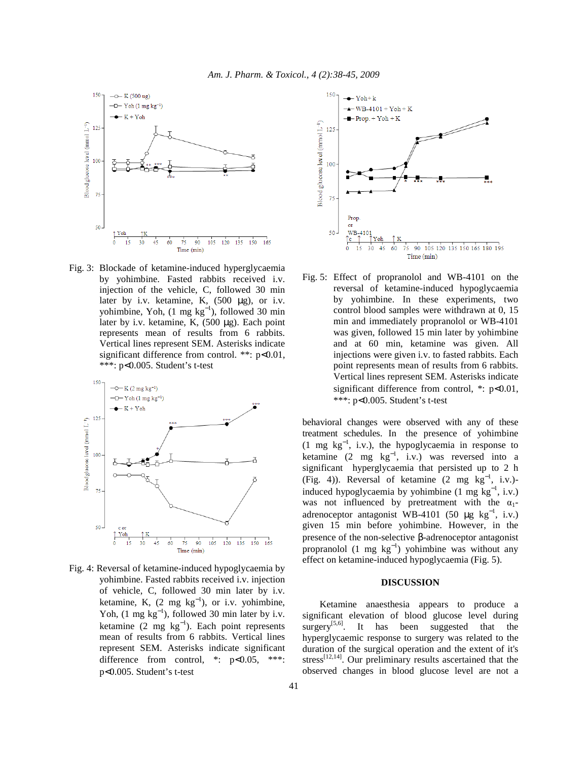Fig. 3: Blockade of ketamine-induced hyperglycaemia by yohimbine. Fasted rabbits received i.v. injection of the vehicle, C, followed 30 min later by i.v. ketamine, K, (500 µg), or i.v. yohimbine, Yoh, (1 mg $kg^{-1}$), followed 30 min later by i.v. ketamine, K, (500 µg). Each point represents mean of results from 6 rabbits. Vertical lines represent SEM. Asterisks indicate significant difference from control. **: $p<0.01$, ***: $p<0.005$. Student's t-test

Fig. 4: Reversal of ketamine-induced hypoglycaemia by yohimbine. Fasted rabbits received i.v. injection of vehicle, C, followed 30 min later by i.v. ketamine, K, (2 mg $kg^{-1}$), or i.v. yohimbine, Yoh, (1 mg $kg^{-1}$), followed 30 min later by i.v. ketamine (2 mg $kg^{-1}$). Each point represents mean of results from 6 rabbits. Vertical lines represent SEM. Asterisks indicate significant difference from control, *: $p<0.05$, ***: $p<0.005$. Student's t-test

Fig. 5: Effect of propranolol and WB-4101 on the reversal of ketamine-induced hypoglycaemia by yohimbine. In these experiments, two control blood samples were withdrawn at 0, 15 min and immediately propranolol or WB-4101 was given, followed 15 min later by yohimbine and at 60 min, ketamine was given. All injections were given i.v. to fasted rabbits. Each point represents mean of results from 6 rabbits. Vertical lines represent SEM. Asterisks indicate significant difference from control, *: $p<0.01$, ***: $p<0.005$. Student's t-test

behavioral changes were observed with any of these treatment schedules. In the presence of yohimbine (1 mg $kg^{-1}$, i.v.), the hypoglycaemia in response to ketamine (2 mg $kg^{-1}$, i.v.) was reversed into a significant hyperglycaemia that persisted up to 2 h (Fig. 4)). Reversal of ketamine (2 mg $kg^{-1}$, i.v.)-induced hypoglycaemia by yohimbine (1 mg $kg^{-1}$, i.v.) was not influenced by pretreatment with the $\alpha_1$-adrenoceptor antagonist WB-4101 (50 µg $kg^{-1}$, i.v.) given 15 min before yohimbine. However, in the presence of the non-selective β-adrenoceptor antagonist propranolol (1 mg $kg^{-1}$) yohimbine was without any effect on ketamine-induced hypoglycaemia (Fig. 5).

## DISCUSSION

Ketamine anaesthesia appears to produce a significant elevation of blood glucose level during surgery[5,6]. It has been suggested that the hyperglycaemic response to surgery was related to the duration of the surgical operation and the extent of it's stress[12,14]. Our preliminary results ascertained that the observed changes in blood glucose level are not a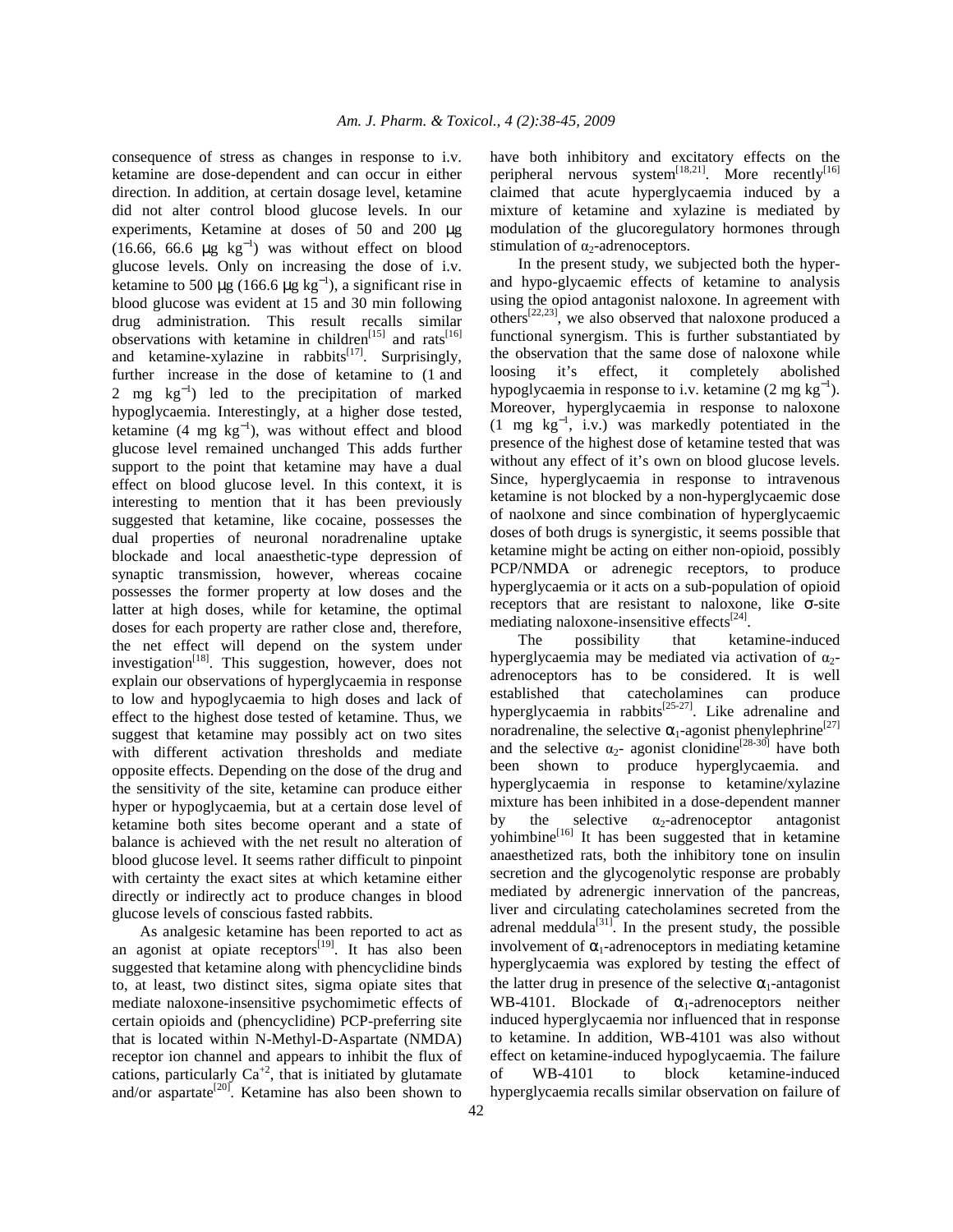consequence of stress as changes in response to i.v. ketamine are dose-dependent and can occur in either direction. In addition, at certain dosage level, ketamine did not alter control blood glucose levels. In our experiments, Ketamine at doses of 50 and 200 μg (16.66, 66.6 μg $kg^{-1}$) was without effect on blood glucose levels. Only on increasing the dose of i.v. ketamine to 500 μg (166.6 μg $kg^{-1}$), a significant rise in blood glucose was evident at 15 and 30 min following drug administration. This result recalls similar observations with ketamine in children[15] and rats[16] and ketamine-xylazine in rabbits[17]. Surprisingly, further increase in the dose of ketamine to (1 and 2 mg $kg^{-1}$) led to the precipitation of marked hypoglycaemia. Interestingly, at a higher dose tested, ketamine (4 mg $kg^{-1}$), was without effect and blood glucose level remained unchanged This adds further support to the point that ketamine may have a dual effect on blood glucose level. In this context, it is interesting to mention that it has been previously suggested that ketamine, like cocaine, possesses the dual properties of neuronal noradrenaline uptake blockade and local anaesthetic-type depression of synaptic transmission, however, whereas cocaine possesses the former property at low doses and the latter at high doses, while for ketamine, the optimal doses for each property are rather close and, therefore, the net effect will depend on the system under investigation[18]. This suggestion, however, does not explain our observations of hyperglycaemia in response to low and hypoglycaemia to high doses and lack of effect to the highest dose tested of ketamine. Thus, we suggest that ketamine may possibly act on two sites with different activation thresholds and mediate opposite effects. Depending on the dose of the drug and the sensitivity of the site, ketamine can produce either hyper or hypoglycaemia, but at a certain dose level of ketamine both sites become operant and a state of balance is achieved with the net result no alteration of blood glucose level. It seems rather difficult to pinpoint with certainty the exact sites at which ketamine either directly or indirectly act to produce changes in blood glucose levels of conscious fasted rabbits.

As analgesic ketamine has been reported to act as an agonist at opiate receptors[19]. It has also been suggested that ketamine along with phencyclidine binds to, at least, two distinct sites, sigma opiate sites that mediate naloxone-insensitive psychomimetic effects of certain opioids and (phencyclidine) PCP-preferring site that is located within N-Methyl-D-Aspartate (NMDA) receptor ion channel and appears to inhibit the flux of cations, particularly $Ca^{+2}$, that is initiated by glutamate and/or aspartate[20]. Ketamine has also been shown to have both inhibitory and excitatory effects on the peripheral nervous system[18,21]. More recently[16] claimed that acute hyperglycaemia induced by a mixture of ketamine and xylazine is mediated by modulation of the glucoregulatory hormones through stimulation of $\alpha_2$-adrenoceptors.

In the present study, we subjected both the hyper- and hypo-glycaemic effects of ketamine to analysis using the opiod antagonist naloxone. In agreement with others[22,23], we also observed that naloxone produced a functional synergism. This is further substantiated by the observation that the same dose of naloxone while loosing it's effect, it completely abolished hypoglycaemia in response to i.v. ketamine (2 mg $kg^{-1}$). Moreover, hyperglycaemia in response to naloxone (1 mg $kg^{-1}$, i.v.) was markedly potentiated in the presence of the highest dose of ketamine tested that was without any effect of it's own on blood glucose levels. Since, hyperglycaemia in response to intravenous ketamine is not blocked by a non-hyperglycaemic dose of naolxone and since combination of hyperglycaemic doses of both drugs is synergistic, it seems possible that ketamine might be acting on either non-opioid, possibly PCP/NMDA or adrenegic receptors, to produce hyperglycaemia or it acts on a sub-population of opioid receptors that are resistant to naloxone, like σ-site mediating naloxone-insensitive effects[24].

The possibility that ketamine-induced hyperglycaemia may be mediated via activation of $\alpha_2$-adrenoceptors has to be considered. It is well established that catecholamines can produce hyperglycaemia in rabbits[25-27]. Like adrenaline and noradrenaline, the selective $\alpha_1$-agonist phenylephrine[27] and the selective $\alpha_2$- agonist clonidine[28-30] have both been shown to produce hyperglycaemia. and hyperglycaemia in response to ketamine/xylazine mixture has been inhibited in a dose-dependent manner by the selective $\alpha_2$-adrenoceptor antagonist yohimbine[16] It has been suggested that in ketamine anaesthetized rats, both the inhibitory tone on insulin secretion and the glycogenolytic response are probably mediated by adrenergic innervation of the pancreas, liver and circulating catecholamines secreted from the adrenal medulla[31]. In the present study, the possible involvement of $\alpha_1$-adrenoceptors in mediating ketamine hyperglycaemia was explored by testing the effect of the latter drug in presence of the selective $\alpha_1$-antagonist WB-4101. Blockade of $\alpha_1$-adrenoceptors neither induced hyperglycaemia nor influenced that in response to ketamine. In addition, WB-4101 was also without effect on ketamine-induced hypoglycaemia. The failure of WB-4101 to block ketamine-induced hyperglycaemia recalls similar observation on failure of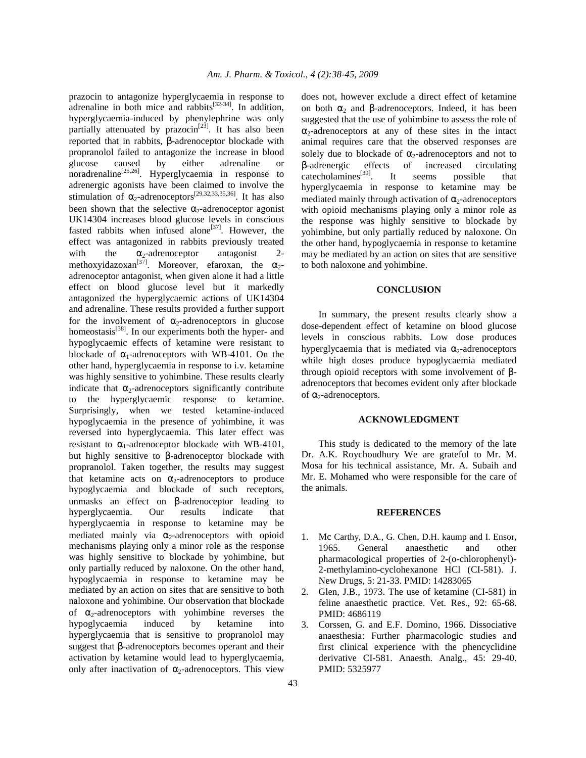prazocin to antagonize hyperglycaemia in response to adrenaline in both mice and rabbits[32-34]. In addition, hyperglycaemia-induced by phenylephrine was only partially attenuated by prazocin[23]. It has also been reported that in rabbits, β-adrenoceptor blockade with propranolol failed to antagonize the increase in blood glucose caused by either adrenaline or noradrenaline[25,26]. Hyperglycaemia in response to adrenergic agonists have been claimed to involve the stimulation of $\alpha_2$-adrenoceptors[29,32,33,35,36]. It has also been shown that the selective $\alpha_2$-adrenoceptor agonist UK14304 increases blood glucose levels in conscious fasted rabbits when infused alone[37]. However, the effect was antagonized in rabbits previously treated with the $\alpha_2$-adrenoceptor antagonist 2-methoxyidazoxan[37]. Moreover, efaroxan, the $\alpha_2$-adrenoceptor antagonist, when given alone it had a little effect on blood glucose level but it markedly antagonized the hyperglycaemic actions of UK14304 and adrenaline. These results provided a further support for the involvement of $\alpha_2$-adrenoceptors in glucose homeostasis[38]. In our experiments both the hyper- and hypoglycaemic effects of ketamine were resistant to blockade of $\alpha_1$-adrenoceptors with WB-4101. On the other hand, hyperglycaemia in response to i.v. ketamine was highly sensitive to yohimbine. These results clearly indicate that $\alpha_2$-adrenoceptors significantly contribute to the hyperglycaemic response to ketamine. Surprisingly, when we tested ketamine-induced hypoglycaemia in the presence of yohimbine, it was reversed into hyperglycaemia. This later effect was resistant to $\alpha_1$-adrenoceptor blockade with WB-4101, but highly sensitive to β-adrenoceptor blockade with propranolol. Taken together, the results may suggest that ketamine acts on $\alpha_2$-adrenoceptors to produce hypoglycaemia and blockade of such receptors, unmasks an effect on β-adrenoceptor leading to hyperglycaemia. Our results indicate that hyperglycaemia in response to ketamine may be mediated mainly via $\alpha_2$-adrenoceptors with opioid mechanisms playing only a minor role as the response was highly sensitive to blockade by yohimbine, but only partially reduced by naloxone. On the other hand, hypoglycaemia in response to ketamine may be mediated by an action on sites that are sensitive to both naloxone and yohimbine. Our observation that blockade of $\alpha_2$-adrenoceptors with yohimbine reverses the hypoglycaemia induced by ketamine into hyperglycaemia that is sensitive to propranolol may suggest that β-adrenoceptors becomes operant and their activation by ketamine would lead to hyperglycaemia, only after inactivation of $\alpha_2$-adrenoceptors. This view does not, however exclude a direct effect of ketamine on both $\alpha_2$ and β-adrenoceptors. Indeed, it has been suggested that the use of yohimbine to assess the role of $\alpha_2$-adrenoceptors at any of these sites in the intact animal requires care that the observed responses are solely due to blockade of $\alpha_2$-adrenoceptors and not to β-adrenergic effects of increased circulating catecholamines[39]. It seems possible that hyperglycaemia in response to ketamine may be mediated mainly through activation of $\alpha_2$-adrenoceptors with opioid mechanisms playing only a minor role as the response was highly sensitive to blockade by yohimbine, but only partially reduced by naloxone. On the other hand, hypoglycaemia in response to ketamine may be mediated by an action on sites that are sensitive to both naloxone and yohimbine.

## CONCLUSION

In summary, the present results clearly show a dose-dependent effect of ketamine on blood glucose levels in conscious rabbits. Low dose produces hyperglycaemia that is mediated via $\alpha_2$-adrenoceptors while high doses produce hypoglycaemia mediated through opioid receptors with some involvement of β-adrenoceptors that becomes evident only after blockade of $\alpha_2$-adrenoceptors.

## ACKNOWLEDGMENT

This study is dedicated to the memory of the late Dr. A.K. Roychoudhury We are grateful to Mr. M. Mosa for his technical assistance, Mr. A. Subaih and Mr. E. Mohamed who were responsible for the care of the animals.

## REFERENCES

1. Mc Carthy, D.A., G. Chen, D.H. kaump and I. Ensor, 1965. General anaesthetic and other pharmacological properties of 2-(o-chlorophenyl)-2-methylamino-cyclohexanone HCl (CI-581). J. New Drugs, 5: 21-33. PMID: 14283065
2. Glen, J.B., 1973. The use of ketamine (CI-581) in feline anaesthetic practice. Vet. Res., 92: 65-68. PMID: 4686119
3. Corssen, G. and E.F. Domino, 1966. Dissociative anaesthesia: Further pharmacologic studies and first clinical experience with the phencyclidine derivative CI-581. Anaesth. Analg., 45: 29-40. PMID: 5325977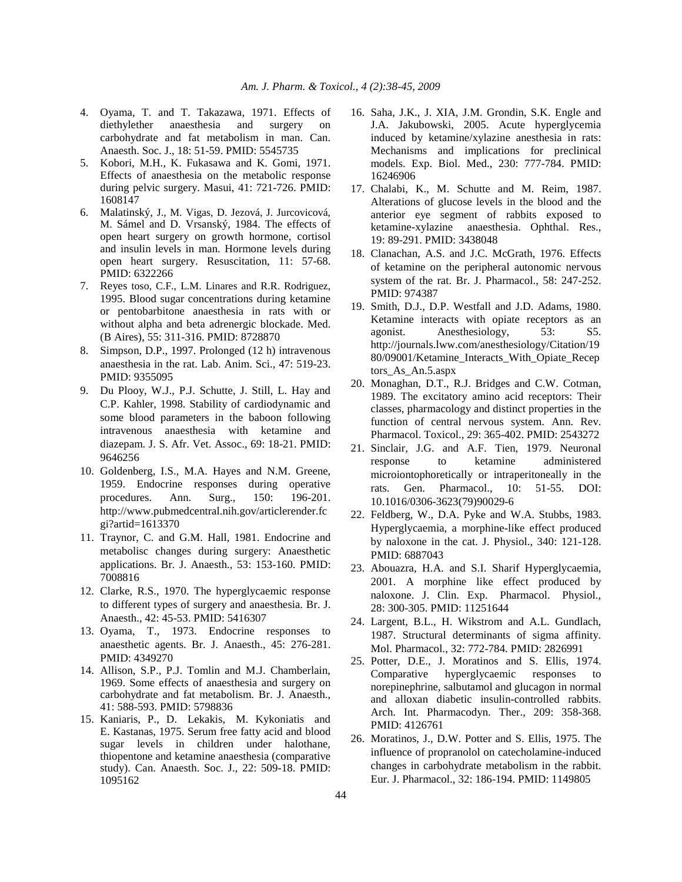4. Oyama, T. and T. Takazawa, 1971. Effects of diethylether anaesthesia and surgery on carbohydrate and fat metabolism in man. Can. Anaesth. Soc. J., 18: 51-59. PMID: 5545735
5. Kobori, M.H., K. Fukasawa and K. Gomi, 1971. Effects of anaesthesia on the metabolic response during pelvic surgery. Masui, 41: 721-726. PMID: 1608147
6. Malatinský, J., M. Vigas, D. Jezová, J. Jurcovicová, M. Sámel and D. Vrsanský, 1984. The effects of open heart surgery on growth hormone, cortisol and insulin levels in man. Hormone levels during open heart surgery. Resuscitation, 11: 57-68. PMID: 6322266
7. Reyes toso, C.F., L.M. Linares and R.R. Rodriguez, 1995. Blood sugar concentrations during ketamine or pentobarbitone anaesthesia in rats with or without alpha and beta adrenergic blockade. Med. (B Aires), 55: 311-316. PMID: 8728870
8. Simpson, D.P., 1997. Prolonged (12 h) intravenous anaesthesia in the rat. Lab. Anim. Sci., 47: 519-23. PMID: 9355095
9. Du Plooy, W.J., P.J. Schutte, J. Still, L. Hay and C.P. Kahler, 1998. Stability of cardiodynamic and some blood parameters in the baboon following intravenous anaesthesia with ketamine and diazepam. J. S. Afr. Vet. Assoc., 69: 18-21. PMID: 9646256
10. Goldenberg, I.S., M.A. Hayes and N.M. Greene, 1959. Endocrine responses during operative procedures. Ann. Surg., 150: 196-201. http://www.pubmedcentral.nih.gov/articlerender.fcgi?artid=1613370
11. Traynor, C. and G.M. Hall, 1981. Endocrine and metabolisc changes during surgery: Anaesthetic applications. Br. J. Anaesth., 53: 153-160. PMID: 7008816
12. Clarke, R.S., 1970. The hyperglycaemic response to different types of surgery and anaesthesia. Br. J. Anaesth., 42: 45-53. PMID: 5416307
13. Oyama, T., 1973. Endocrine responses to anaesthetic agents. Br. J. Anaesth., 45: 276-281. PMID: 4349270
14. Allison, S.P., P.J. Tomlin and M.J. Chamberlain, 1969. Some effects of anaesthesia and surgery on carbohydrate and fat metabolism. Br. J. Anaesth., 41: 588-593. PMID: 5798836
15. Kaniaris, P., D. Lekakis, M. Kykoniatis and E. Kastanas, 1975. Serum free fatty acid and blood sugar levels in children under halothane, thiopentone and ketamine anaesthesia (comparative study). Can. Anaesth. Soc. J., 22: 509-18. PMID: 1095162
16. Saha, J.K., J. XIA, J.M. Grondin, S.K. Engle and J.A. Jakubowski, 2005. Acute hyperglycemia induced by ketamine/xylazine anesthesia in rats: Mechanisms and implications for preclinical models. Exp. Biol. Med., 230: 777-784. PMID: 16246906
17. Chalabi, K., M. Schutte and M. Reim, 1987. Alterations of glucose levels in the blood and the anterior eye segment of rabbits exposed to ketamine-xylazine anaesthesia. Ophthal. Res., 19: 89-291. PMID: 3438048
18. Clanachan, A.S. and J.C. McGrath, 1976. Effects of ketamine on the peripheral autonomic nervous system of the rat. Br. J. Pharmacol., 58: 247-252. PMID: 974387
19. Smith, D.J., D.P. Westfall and J.D. Adams, 1980. Ketamine interacts with opiate receptors as an agonist. Anesthesiology, 53: S5. http://journals.lww.com/anesthesiology/Citation/1980/09001/Ketamine_Interacts_With_Opiate_Receptors_As_An.5.aspx
20. Monaghan, D.T., R.J. Bridges and C.W. Cotman, 1989. The excitatory amino acid receptors: Their classes, pharmacology and distinct properties in the function of central nervous system. Ann. Rev. Pharmacol. Toxicol., 29: 365-402. PMID: 2543272
21. Sinclair, J.G. and A.F. Tien, 1979. Neuronal response to ketamine administered microiontophoretically or intraperitoneally in the rats. Gen. Pharmacol., 10: 51-55. DOI: 10.1016/0306-3623(79)90029-6
22. Feldberg, W., D.A. Pyke and W.A. Stubbs, 1983. Hyperglycaemia, a morphine-like effect produced by naloxone in the cat. J. Physiol., 340: 121-128. PMID: 6887043
23. Abouazra, H.A. and S.I. Sharif Hyperglycaemia, 2001. A morphine like effect produced by naloxone. J. Clin. Exp. Pharmacol. Physiol., 28: 300-305. PMID: 11251644
24. Largent, B.L., H. Wikstrom and A.L. Gundlach, 1987. Structural determinants of sigma affinity. Mol. Pharmacol., 32: 772-784. PMID: 2826991
25. Potter, D.E., J. Moratinos and S. Ellis, 1974. Comparative hyperglycaemic responses to norepinephrine, salbutamol and glucagon in normal and alloxan diabetic insulin-controlled rabbits. Arch. Int. Pharmacodyn. Ther., 209: 358-368. PMID: 4126761
26. Moratinos, J., D.W. Potter and S. Ellis, 1975. The influence of propranolol on catecholamine-induced changes in carbohydrate metabolism in the rabbit. Eur. J. Pharmacol., 32: 186-194. PMID: 1149805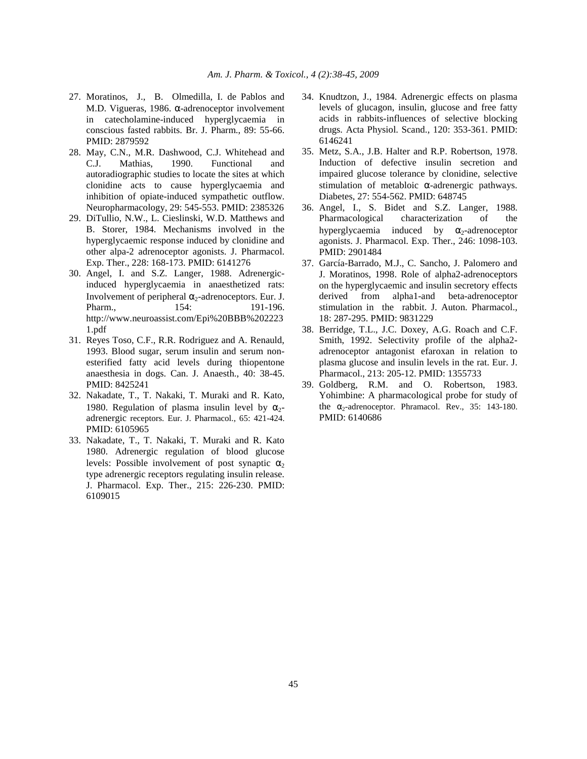27. Moratinos, J., B. Olmedilla, I. de Pablos and M.D. Vigueras, 1986. α-adrenoceptor involvement in catecholamine-induced hyperglycaemia in conscious fasted rabbits. Br. J. Pharm., 89: 55-66. PMID: 2879592
28. May, C.N., M.R. Dashwood, C.J. Whitehead and C.J. Mathias, 1990. Functional and autoradiographic studies to locate the sites at which clonidine acts to cause hyperglycaemia and inhibition of opiate-induced sympathetic outflow. Neuropharmacology, 29: 545-553. PMID: 2385326
29. DiTullio, N.W., L. Cieslinski, W.D. Matthews and B. Storer, 1984. Mechanisms involved in the hyperglycaemic response induced by clonidine and other alpa-2 adrenoceptor agonists. J. Pharmacol. Exp. Ther., 228: 168-173. PMID: 6141276
30. Angel, I. and S.Z. Langer, 1988. Adrenergic-induced hyperglycaemia in anaesthetized rats: Involvement of peripheral $\alpha_2$-adrenoceptors. Eur. J. Pharm., 154: 191-196. http://www.neuroassist.com/Epi%20BBB%202223 1.pdf
31. Reyes Toso, C.F., R.R. Rodriguez and A. Renauld, 1993. Blood sugar, serum insulin and serum non-esterified fatty acid levels during thiopentone anaesthesia in dogs. Can. J. Anaesth., 40: 38-45. PMID: 8425241
32. Nakadate, T., T. Nakaki, T. Muraki and R. Kato, 1980. Regulation of plasma insulin level by $\alpha_2$-adrenergic receptors. Eur. J. Pharmacol., 65: 421-424. PMID: 6105965
33. Nakadate, T., T. Nakaki, T. Muraki and R. Kato 1980. Adrenergic regulation of blood glucose levels: Possible involvement of post synaptic $\alpha_2$ type adrenergic receptors regulating insulin release. J. Pharmacol. Exp. Ther., 215: 226-230. PMID: 6109015
34. Knudtzon, J., 1984. Adrenergic effects on plasma levels of glucagon, insulin, glucose and free fatty acids in rabbits-influences of selective blocking drugs. Acta Physiol. Scand., 120: 353-361. PMID: 6146241
35. Metz, S.A., J.B. Halter and R.P. Robertson, 1978. Induction of defective insulin secretion and impaired glucose tolerance by clonidine, selective stimulation of metabloic α-adrenergic pathways. Diabetes, 27: 554-562. PMID: 648745
36. Angel, I., S. Bidet and S.Z. Langer, 1988. Pharmacological characterization of the hyperglycaemia induced by $\alpha_2$-adrenoceptor agonists. J. Pharmacol. Exp. Ther., 246: 1098-103. PMID: 2901484
37. García-Barrado, M.J., C. Sancho, J. Palomero and J. Moratinos, 1998. Role of alpha2-adrenoceptors on the hyperglycaemic and insulin secretory effects derived from alpha1-and beta-adrenoceptor stimulation in the rabbit. J. Auton. Pharmacol., 18: 287-295. PMID: 9831229
38. Berridge, T.L., J.C. Doxey, A.G. Roach and C.F. Smith, 1992. Selectivity profile of the alpha2-adrenoceptor antagonist efaroxan in relation to plasma glucose and insulin levels in the rat. Eur. J. Pharmacol., 213: 205-12. PMID: 1355733
39. Goldberg, R.M. and O. Robertson, 1983. Yohimbine: A pharmacological probe for study of the $\alpha_2$-adrenoceptor. Phramacol. Rev., 35: 143-180. PMID: 6140686